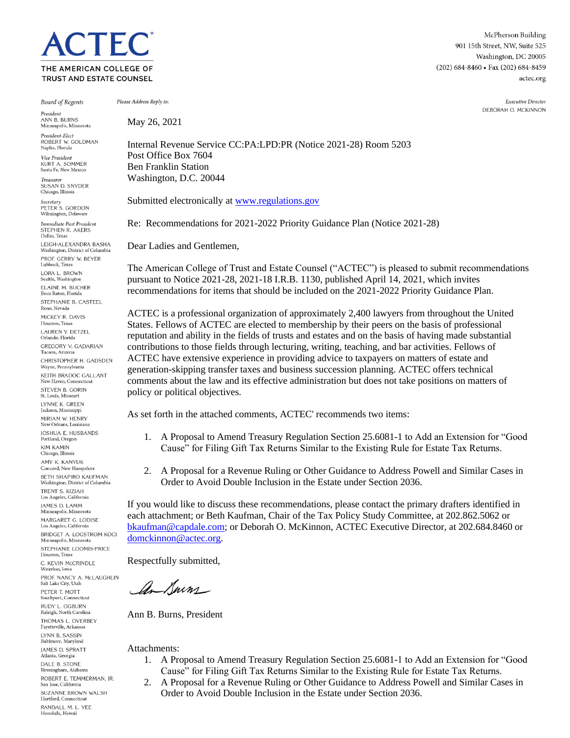# ACTEC

THE AMERICAN COLLEGE OF TRUST AND ESTATE COUNSEL

McPherson Building
901 15th Street, NW, Suite 525
Washington, DC 20005
(202) 684-8460 • Fax (202) 684-8459
actec.org

*Board of Regents*

*President*
ANN B. BURNS
Minneapolis, Minnesota

*President-Elect*
ROBERT W. GOLDMAN
Naples, Florida

*Vice President*
KURT A. SOMMER
Santa Fe, New Mexico

*Treasurer*
SUSAN D. SNYDER
Chicago, Illinois

*Secretary*
PETER S. GORDON
Wilmington, Delaware

*Immediate Past President*
STEPHEN R. AKERS
Dallas, Texas

LEIGH-ALEXANDRA BASHA
Washington, District of Columbia

PROF. GERRY W. BEYER
Lubbock, Texas

LORA L. BROWN
Seattle, Washington

ELAINE M. BUCHER
Boca Raton, Florida

STEPHANIE B. CASTEEL
Reno, Nevada

MICKEY R. DAVIS
Houston, Texas

LAUREN Y. DETZEL
Orlando, Florida

GREGORY V. GADARIAN
Tucson, Arizona

CHRISTOPHER H. GADSDEN
Wayne, Pennsylvania

KEITH BRADOC GALLANT
New Haven, Connecticut

STEVEN B. GORIN
St. Louis, Missouri

LYNNE K. GREEN
Jackson, Mississippi

MIRIAM W. HENRY
New Orleans, Louisiana

JOSHUA E. HUSBANDS
Portland, Oregon

KIM KAMIN
Chicago, Illinois

AMY K. KANYUK
Concord, New Hampshire

BETH SHAPIRO KAUFMAN
Washington, District of Columbia

TRENT S. KIZIAH
Los Angeles, California

JAMES D. LAMM
Minneapolis, Minnesota

MARGARET G. LODISE
Los Angeles, California

BRIDGET A. LOGSTROM KOCI
Minneapolis, Minnesota

STEPHANIE LOOMIS-PRICE
Houston, Texas

C. KEVIN McCRINDLE
Waterloo, Iowa

PROF. NANCY A. McLAUGHLIN
Salt Lake City, Utah

PETER T. MOTT
Southport, Connecticut

RUDY L. OGBURN
Raleigh, North Carolina

THOMAS L. OVERBEY
Fayetteville, Arkansas

LYNN B. SASSIN
Baltimore, Maryland

JAMES D. SPRATT
Atlanta, Georgia

DALE B. STONE
Birmingham, Alabama

ROBERT E. TEMMERMAN, JR.
San Jose, California

SUZANNE BROWN WALSH
Hartford, Connecticut

RANDALL M. L. YEE
Honolulu, Hawaii

*Please Address Reply to:*

*Executive Director*
DEBORAH O. MCKINNON

May 26, 2021

Internal Revenue Service CC:PA:LPD:PR (Notice 2021-28) Room 5203
Post Office Box 7604
Ben Franklin Station
Washington, D.C. 20044

Submitted electronically at www.regulations.gov

Re: Recommendations for 2021-2022 Priority Guidance Plan (Notice 2021-28)

Dear Ladies and Gentlemen,

The American College of Trust and Estate Counsel ("ACTEC") is pleased to submit recommendations pursuant to Notice 2021-28, 2021-18 I.R.B. 1130, published April 14, 2021, which invites recommendations for items that should be included on the 2021-2022 Priority Guidance Plan.

ACTEC is a professional organization of approximately 2,400 lawyers from throughout the United States. Fellows of ACTEC are elected to membership by their peers on the basis of professional reputation and ability in the fields of trusts and estates and on the basis of having made substantial contributions to those fields through lecturing, writing, teaching, and bar activities. Fellows of ACTEC have extensive experience in providing advice to taxpayers on matters of estate and generation-skipping transfer taxes and business succession planning. ACTEC offers technical comments about the law and its effective administration but does not take positions on matters of policy or political objectives.

As set forth in the attached comments, ACTEC' recommends two items:

1. A Proposal to Amend Treasury Regulation Section 25.6081-1 to Add an Extension for "Good Cause" for Filing Gift Tax Returns Similar to the Existing Rule for Estate Tax Returns.

2. A Proposal for a Revenue Ruling or Other Guidance to Address Powell and Similar Cases in Order to Avoid Double Inclusion in the Estate under Section 2036.

If you would like to discuss these recommendations, please contact the primary drafters identified in each attachment; or Beth Kaufman, Chair of the Tax Policy Study Committee, at 202.862.5062 or bkaufman@capdale.com; or Deborah O. McKinnon, ACTEC Executive Director, at 202.684.8460 or domckinnon@actec.org.

Respectfully submitted,

Ann B. Burns, President

Attachments:

1. A Proposal to Amend Treasury Regulation Section 25.6081-1 to Add an Extension for "Good Cause" for Filing Gift Tax Returns Similar to the Existing Rule for Estate Tax Returns.
2. A Proposal for a Revenue Ruling or Other Guidance to Address Powell and Similar Cases in Order to Avoid Double Inclusion in the Estate under Section 2036.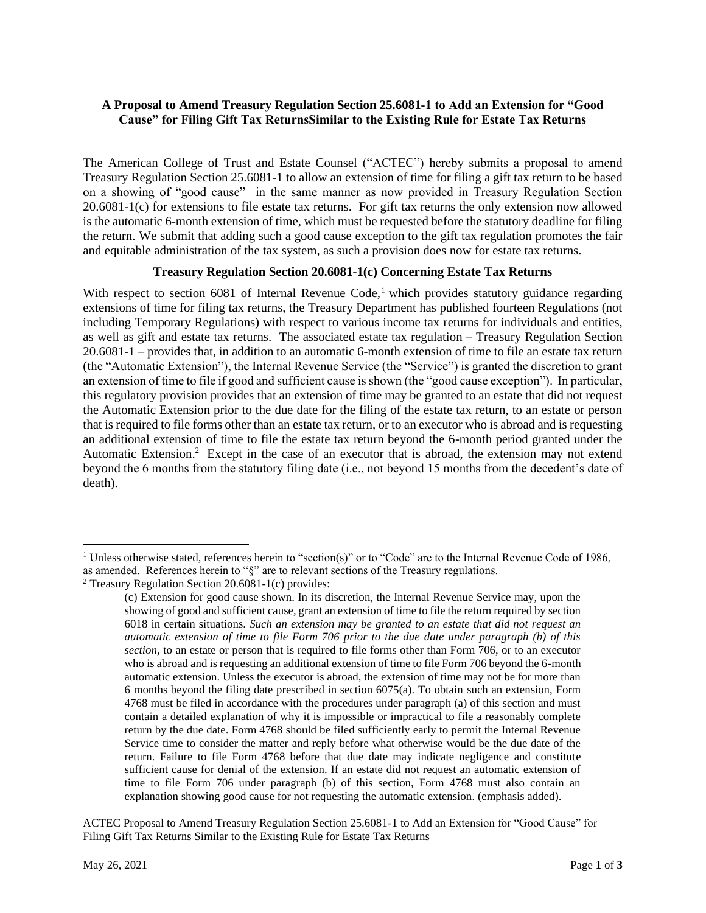**A Proposal to Amend Treasury Regulation Section 25.6081-1 to Add an Extension for "Good Cause" for Filing Gift Tax ReturnsSimilar to the Existing Rule for Estate Tax Returns**

The American College of Trust and Estate Counsel ("ACTEC") hereby submits a proposal to amend Treasury Regulation Section 25.6081-1 to allow an extension of time for filing a gift tax return to be based on a showing of "good cause" in the same manner as now provided in Treasury Regulation Section 20.6081-1(c) for extensions to file estate tax returns. For gift tax returns the only extension now allowed is the automatic 6-month extension of time, which must be requested before the statutory deadline for filing the return. We submit that adding such a good cause exception to the gift tax regulation promotes the fair and equitable administration of the tax system, as such a provision does now for estate tax returns.

**Treasury Regulation Section 20.6081-1(c) Concerning Estate Tax Returns**

With respect to section 6081 of Internal Revenue Code,[1] which provides statutory guidance regarding extensions of time for filing tax returns, the Treasury Department has published fourteen Regulations (not including Temporary Regulations) with respect to various income tax returns for individuals and entities, as well as gift and estate tax returns. The associated estate tax regulation – Treasury Regulation Section 20.6081-1 – provides that, in addition to an automatic 6-month extension of time to file an estate tax return (the "Automatic Extension"), the Internal Revenue Service (the "Service") is granted the discretion to grant an extension of time to file if good and sufficient cause is shown (the "good cause exception"). In particular, this regulatory provision provides that an extension of time may be granted to an estate that did not request the Automatic Extension prior to the due date for the filing of the estate tax return, to an estate or person that is required to file forms other than an estate tax return, or to an executor who is abroad and is requesting an additional extension of time to file the estate tax return beyond the 6-month period granted under the Automatic Extension.[2] Except in the case of an executor that is abroad, the extension may not extend beyond the 6 months from the statutory filing date (i.e., not beyond 15 months from the decedent's date of death).

---

[1] Unless otherwise stated, references herein to "section(s)" or to "Code" are to the Internal Revenue Code of 1986, as amended. References herein to "§" are to relevant sections of the Treasury regulations.

[2] Treasury Regulation Section 20.6081-1(c) provides:

> (c) Extension for good cause shown. In its discretion, the Internal Revenue Service may, upon the showing of good and sufficient cause, grant an extension of time to file the return required by section 6018 in certain situations. *Such an extension may be granted to an estate that did not request an automatic extension of time to file Form 706 prior to the due date under paragraph (b) of this section,* to an estate or person that is required to file forms other than Form 706, or to an executor who is abroad and is requesting an additional extension of time to file Form 706 beyond the 6-month automatic extension. Unless the executor is abroad, the extension of time may not be for more than 6 months beyond the filing date prescribed in section 6075(a). To obtain such an extension, Form 4768 must be filed in accordance with the procedures under paragraph (a) of this section and must contain a detailed explanation of why it is impossible or impractical to file a reasonably complete return by the due date. Form 4768 should be filed sufficiently early to permit the Internal Revenue Service time to consider the matter and reply before what otherwise would be the due date of the return. Failure to file Form 4768 before that due date may indicate negligence and constitute sufficient cause for denial of the extension. If an estate did not request an automatic extension of time to file Form 706 under paragraph (b) of this section, Form 4768 must also contain an explanation showing good cause for not requesting the automatic extension. (emphasis added).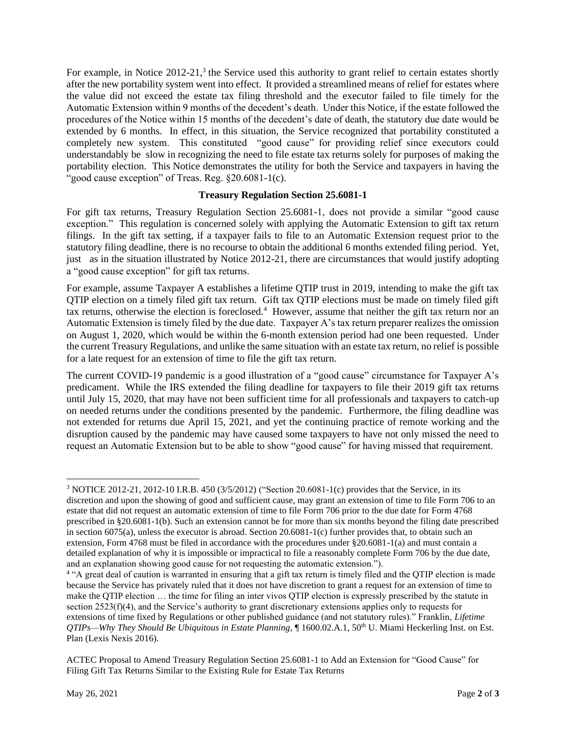For example, in Notice 2012-21,[3] the Service used this authority to grant relief to certain estates shortly after the new portability system went into effect. It provided a streamlined means of relief for estates where the value did not exceed the estate tax filing threshold and the executor failed to file timely for the Automatic Extension within 9 months of the decedent's death. Under this Notice, if the estate followed the procedures of the Notice within 15 months of the decedent's date of death, the statutory due date would be extended by 6 months. In effect, in this situation, the Service recognized that portability constituted a completely new system. This constituted "good cause" for providing relief since executors could understandably be slow in recognizing the need to file estate tax returns solely for purposes of making the portability election. This Notice demonstrates the utility for both the Service and taxpayers in having the "good cause exception" of Treas. Reg. §20.6081-1(c).

### Treasury Regulation Section 25.6081-1

For gift tax returns, Treasury Regulation Section 25.6081-1, does not provide a similar "good cause exception." This regulation is concerned solely with applying the Automatic Extension to gift tax return filings. In the gift tax setting, if a taxpayer fails to file to an Automatic Extension request prior to the statutory filing deadline, there is no recourse to obtain the additional 6 months extended filing period. Yet, just as in the situation illustrated by Notice 2012-21, there are circumstances that would justify adopting a "good cause exception" for gift tax returns.

For example, assume Taxpayer A establishes a lifetime QTIP trust in 2019, intending to make the gift tax QTIP election on a timely filed gift tax return. Gift tax QTIP elections must be made on timely filed gift tax returns, otherwise the election is foreclosed.[4] However, assume that neither the gift tax return nor an Automatic Extension is timely filed by the due date. Taxpayer A's tax return preparer realizes the omission on August 1, 2020, which would be within the 6-month extension period had one been requested. Under the current Treasury Regulations, and unlike the same situation with an estate tax return, no relief is possible for a late request for an extension of time to file the gift tax return.

The current COVID-19 pandemic is a good illustration of a "good cause" circumstance for Taxpayer A's predicament. While the IRS extended the filing deadline for taxpayers to file their 2019 gift tax returns until July 15, 2020, that may have not been sufficient time for all professionals and taxpayers to catch-up on needed returns under the conditions presented by the pandemic. Furthermore, the filing deadline was not extended for returns due April 15, 2021, and yet the continuing practice of remote working and the disruption caused by the pandemic may have caused some taxpayers to have not only missed the need to request an Automatic Extension but to be able to show "good cause" for having missed that requirement.

---

[3] NOTICE 2012-21, 2012-10 I.R.B. 450 (3/5/2012) ("Section 20.6081-1(c) provides that the Service, in its discretion and upon the showing of good and sufficient cause, may grant an extension of time to file Form 706 to an estate that did not request an automatic extension of time to file Form 706 prior to the due date for Form 4768 prescribed in §20.6081-1(b). Such an extension cannot be for more than six months beyond the filing date prescribed in section 6075(a), unless the executor is abroad. Section 20.6081-1(c) further provides that, to obtain such an extension, Form 4768 must be filed in accordance with the procedures under §20.6081-1(a) and must contain a detailed explanation of why it is impossible or impractical to file a reasonably complete Form 706 by the due date, and an explanation showing good cause for not requesting the automatic extension.").

[4] "A great deal of caution is warranted in ensuring that a gift tax return is timely filed and the QTIP election is made because the Service has privately ruled that it does not have discretion to grant a request for an extension of time to make the QTIP election … the time for filing an inter vivos QTIP election is expressly prescribed by the statute in section 2523(f)(4), and the Service's authority to grant discretionary extensions applies only to requests for extensions of time fixed by Regulations or other published guidance (and not statutory rules)." Franklin, *Lifetime QTIPs—Why They Should Be Ubiquitous in Estate Planning*, ¶ 1600.02.A.1, 50th U. Miami Heckerling Inst. on Est. Plan (Lexis Nexis 2016).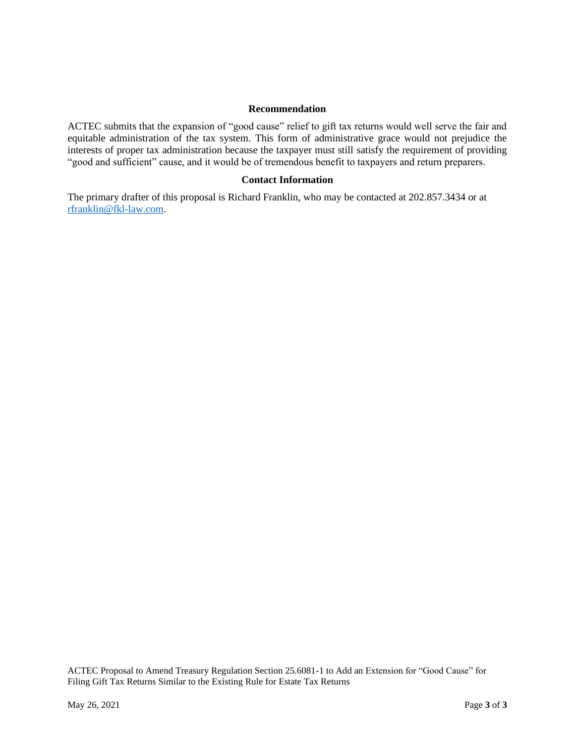### Recommendation

ACTEC submits that the expansion of "good cause" relief to gift tax returns would well serve the fair and equitable administration of the tax system. This form of administrative grace would not prejudice the interests of proper tax administration because the taxpayer must still satisfy the requirement of providing "good and sufficient" cause, and it would be of tremendous benefit to taxpayers and return preparers.

### Contact Information

The primary drafter of this proposal is Richard Franklin, who may be contacted at 202.857.3434 or at rfranklin@fkl-law.com.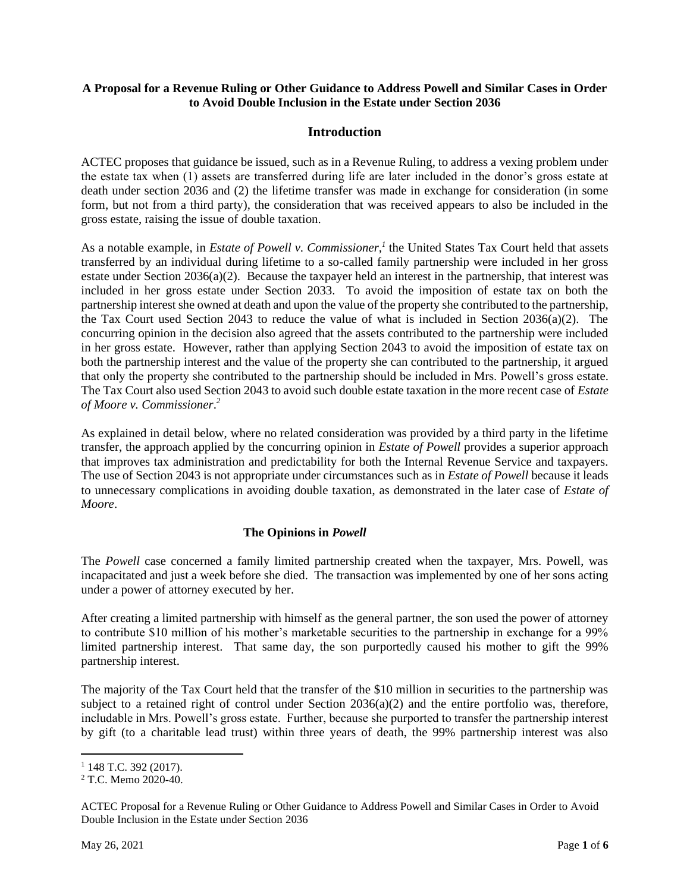**A Proposal for a Revenue Ruling or Other Guidance to Address Powell and Similar Cases in Order to Avoid Double Inclusion in the Estate under Section 2036**

## Introduction

ACTEC proposes that guidance be issued, such as in a Revenue Ruling, to address a vexing problem under the estate tax when (1) assets are transferred during life are later included in the donor's gross estate at death under section 2036 and (2) the lifetime transfer was made in exchange for consideration (in some form, but not from a third party), the consideration that was received appears to also be included in the gross estate, raising the issue of double taxation.

As a notable example, in *Estate of Powell v. Commissioner*,[1] the United States Tax Court held that assets transferred by an individual during lifetime to a so-called family partnership were included in her gross estate under Section 2036(a)(2). Because the taxpayer held an interest in the partnership, that interest was included in her gross estate under Section 2033. To avoid the imposition of estate tax on both the partnership interest she owned at death and upon the value of the property she contributed to the partnership, the Tax Court used Section 2043 to reduce the value of what is included in Section 2036(a)(2). The concurring opinion in the decision also agreed that the assets contributed to the partnership were included in her gross estate. However, rather than applying Section 2043 to avoid the imposition of estate tax on both the partnership interest and the value of the property she can contributed to the partnership, it argued that only the property she contributed to the partnership should be included in Mrs. Powell's gross estate. The Tax Court also used Section 2043 to avoid such double estate taxation in the more recent case of *Estate of Moore v. Commissioner*.[2]

As explained in detail below, where no related consideration was provided by a third party in the lifetime transfer, the approach applied by the concurring opinion in *Estate of Powell* provides a superior approach that improves tax administration and predictability for both the Internal Revenue Service and taxpayers. The use of Section 2043 is not appropriate under circumstances such as in *Estate of Powell* because it leads to unnecessary complications in avoiding double taxation, as demonstrated in the later case of *Estate of Moore*.

### The Opinions in *Powell*

The *Powell* case concerned a family limited partnership created when the taxpayer, Mrs. Powell, was incapacitated and just a week before she died. The transaction was implemented by one of her sons acting under a power of attorney executed by her.

After creating a limited partnership with himself as the general partner, the son used the power of attorney to contribute $10 million of his mother's marketable securities to the partnership in exchange for a 99% limited partnership interest. That same day, the son purportedly caused his mother to gift the 99% partnership interest.

The majority of the Tax Court held that the transfer of the $10 million in securities to the partnership was subject to a retained right of control under Section 2036(a)(2) and the entire portfolio was, therefore, includable in Mrs. Powell's gross estate. Further, because she purported to transfer the partnership interest by gift (to a charitable lead trust) within three years of death, the 99% partnership interest was also

---

[1] 148 T.C. 392 (2017).

[2] T.C. Memo 2020-40.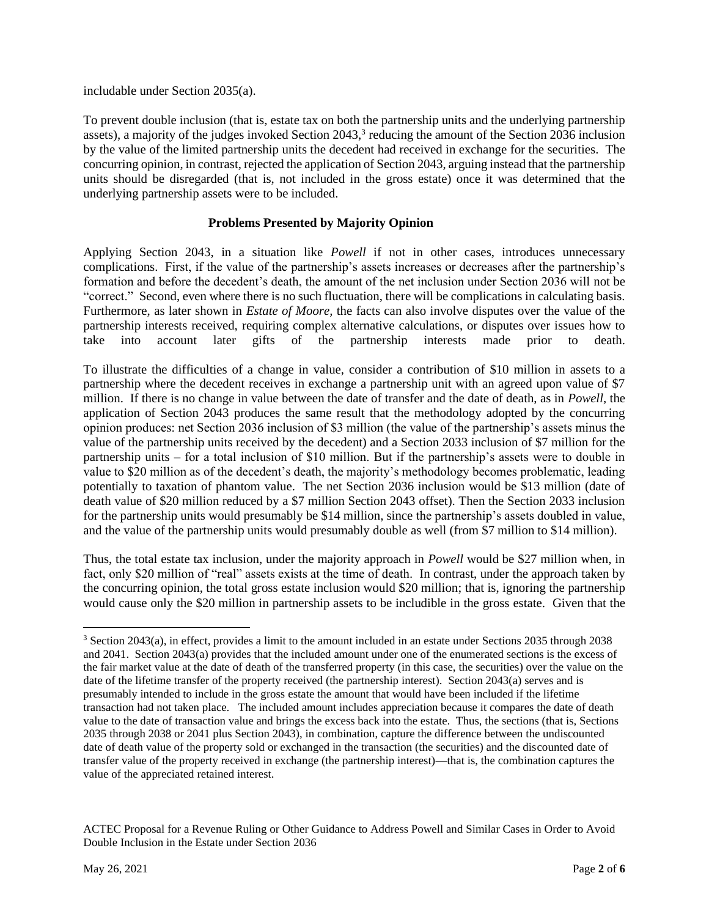includable under Section 2035(a).

To prevent double inclusion (that is, estate tax on both the partnership units and the underlying partnership assets), a majority of the judges invoked Section 2043,[3] reducing the amount of the Section 2036 inclusion by the value of the limited partnership units the decedent had received in exchange for the securities. The concurring opinion, in contrast, rejected the application of Section 2043, arguing instead that the partnership units should be disregarded (that is, not included in the gross estate) once it was determined that the underlying partnership assets were to be included.

**Problems Presented by Majority Opinion**

Applying Section 2043, in a situation like *Powell* if not in other cases, introduces unnecessary complications. First, if the value of the partnership's assets increases or decreases after the partnership's formation and before the decedent's death, the amount of the net inclusion under Section 2036 will not be "correct." Second, even where there is no such fluctuation, there will be complications in calculating basis. Furthermore, as later shown in *Estate of Moore,* the facts can also involve disputes over the value of the partnership interests received, requiring complex alternative calculations, or disputes over issues how to take into account later gifts of the partnership interests made prior to death.

To illustrate the difficulties of a change in value, consider a contribution of $10 million in assets to a partnership where the decedent receives in exchange a partnership unit with an agreed upon value of $7 million. If there is no change in value between the date of transfer and the date of death, as in *Powell,* the application of Section 2043 produces the same result that the methodology adopted by the concurring opinion produces: net Section 2036 inclusion of $3 million (the value of the partnership's assets minus the value of the partnership units received by the decedent) and a Section 2033 inclusion of $7 million for the partnership units – for a total inclusion of $10 million. But if the partnership's assets were to double in value to $20 million as of the decedent's death, the majority's methodology becomes problematic, leading potentially to taxation of phantom value. The net Section 2036 inclusion would be $13 million (date of death value of $20 million reduced by a $7 million Section 2043 offset). Then the Section 2033 inclusion for the partnership units would presumably be $14 million, since the partnership's assets doubled in value, and the value of the partnership units would presumably double as well (from $7 million to $14 million).

Thus, the total estate tax inclusion, under the majority approach in *Powell* would be $27 million when, in fact, only $20 million of "real" assets exists at the time of death. In contrast, under the approach taken by the concurring opinion, the total gross estate inclusion would $20 million; that is, ignoring the partnership would cause only the $20 million in partnership assets to be includible in the gross estate. Given that the

---

[3] Section 2043(a), in effect, provides a limit to the amount included in an estate under Sections 2035 through 2038 and 2041. Section 2043(a) provides that the included amount under one of the enumerated sections is the excess of the fair market value at the date of death of the transferred property (in this case, the securities) over the value on the date of the lifetime transfer of the property received (the partnership interest). Section 2043(a) serves and is presumably intended to include in the gross estate the amount that would have been included if the lifetime transaction had not taken place. The included amount includes appreciation because it compares the date of death value to the date of transaction value and brings the excess back into the estate. Thus, the sections (that is, Sections 2035 through 2038 or 2041 plus Section 2043), in combination, capture the difference between the undiscounted date of death value of the property sold or exchanged in the transaction (the securities) and the discounted date of transfer value of the property received in exchange (the partnership interest)—that is, the combination captures the value of the appreciated retained interest.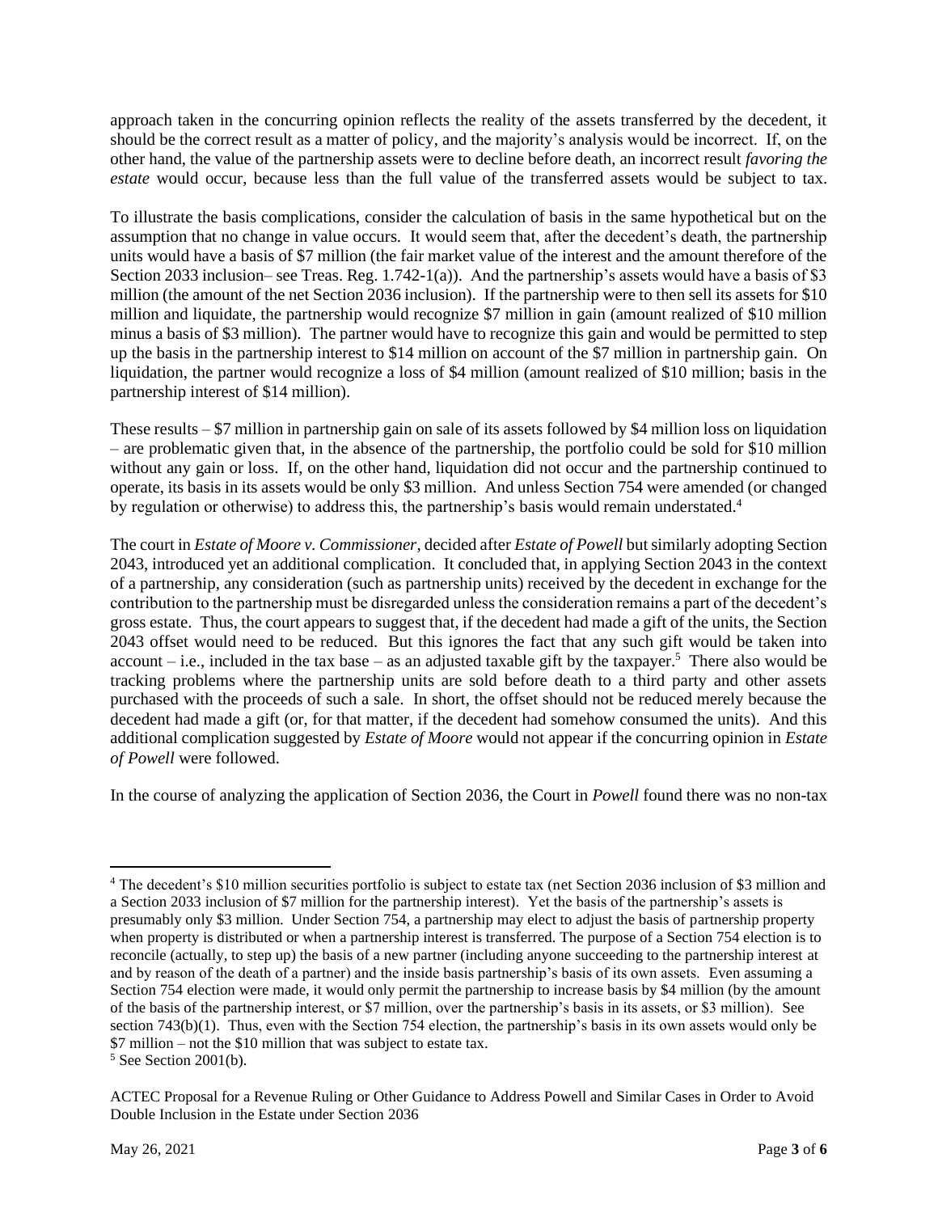approach taken in the concurring opinion reflects the reality of the assets transferred by the decedent, it should be the correct result as a matter of policy, and the majority's analysis would be incorrect. If, on the other hand, the value of the partnership assets were to decline before death, an incorrect result *favoring the estate* would occur, because less than the full value of the transferred assets would be subject to tax.

To illustrate the basis complications, consider the calculation of basis in the same hypothetical but on the assumption that no change in value occurs. It would seem that, after the decedent's death, the partnership units would have a basis of $7 million (the fair market value of the interest and the amount therefore of the Section 2033 inclusion– see Treas. Reg. 1.742-1(a)). And the partnership's assets would have a basis of $3 million (the amount of the net Section 2036 inclusion). If the partnership were to then sell its assets for $10 million and liquidate, the partnership would recognize $7 million in gain (amount realized of $10 million minus a basis of $3 million). The partner would have to recognize this gain and would be permitted to step up the basis in the partnership interest to $14 million on account of the $7 million in partnership gain. On liquidation, the partner would recognize a loss of $4 million (amount realized of $10 million; basis in the partnership interest of $14 million).

These results – $7 million in partnership gain on sale of its assets followed by $4 million loss on liquidation – are problematic given that, in the absence of the partnership, the portfolio could be sold for $10 million without any gain or loss. If, on the other hand, liquidation did not occur and the partnership continued to operate, its basis in its assets would be only $3 million. And unless Section 754 were amended (or changed by regulation or otherwise) to address this, the partnership's basis would remain understated.[4]

The court in *Estate of Moore v. Commissioner*, decided after *Estate of Powell* but similarly adopting Section 2043, introduced yet an additional complication. It concluded that, in applying Section 2043 in the context of a partnership, any consideration (such as partnership units) received by the decedent in exchange for the contribution to the partnership must be disregarded unless the consideration remains a part of the decedent's gross estate. Thus, the court appears to suggest that, if the decedent had made a gift of the units, the Section 2043 offset would need to be reduced. But this ignores the fact that any such gift would be taken into account – i.e., included in the tax base – as an adjusted taxable gift by the taxpayer.[5] There also would be tracking problems where the partnership units are sold before death to a third party and other assets purchased with the proceeds of such a sale. In short, the offset should not be reduced merely because the decedent had made a gift (or, for that matter, if the decedent had somehow consumed the units). And this additional complication suggested by *Estate of Moore* would not appear if the concurring opinion in *Estate of Powell* were followed.

In the course of analyzing the application of Section 2036, the Court in *Powell* found there was no non-tax

---

[4] The decedent's $10 million securities portfolio is subject to estate tax (net Section 2036 inclusion of $3 million and a Section 2033 inclusion of $7 million for the partnership interest). Yet the basis of the partnership's assets is presumably only $3 million. Under Section 754, a partnership may elect to adjust the basis of partnership property when property is distributed or when a partnership interest is transferred. The purpose of a Section 754 election is to reconcile (actually, to step up) the basis of a new partner (including anyone succeeding to the partnership interest at and by reason of the death of a partner) and the inside basis partnership's basis of its own assets. Even assuming a Section 754 election were made, it would only permit the partnership to increase basis by $4 million (by the amount of the basis of the partnership interest, or $7 million, over the partnership's basis in its assets, or $3 million). See section 743(b)(1). Thus, even with the Section 754 election, the partnership's basis in its own assets would only be $7 million – not the $10 million that was subject to estate tax.

[5] See Section 2001(b).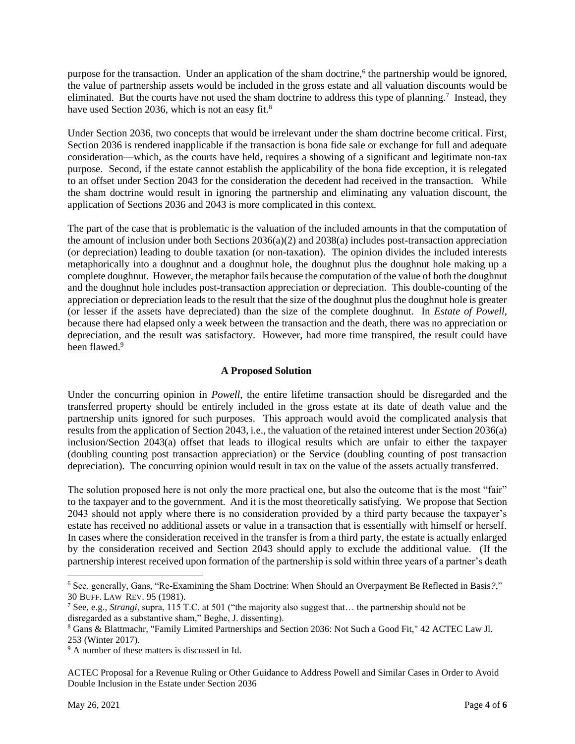purpose for the transaction. Under an application of the sham doctrine,[6] the partnership would be ignored, the value of partnership assets would be included in the gross estate and all valuation discounts would be eliminated. But the courts have not used the sham doctrine to address this type of planning.[7] Instead, they have used Section 2036, which is not an easy fit.[8]

Under Section 2036, two concepts that would be irrelevant under the sham doctrine become critical. First, Section 2036 is rendered inapplicable if the transaction is bona fide sale or exchange for full and adequate consideration—which, as the courts have held, requires a showing of a significant and legitimate non-tax purpose. Second, if the estate cannot establish the applicability of the bona fide exception, it is relegated to an offset under Section 2043 for the consideration the decedent had received in the transaction. While the sham doctrine would result in ignoring the partnership and eliminating any valuation discount, the application of Sections 2036 and 2043 is more complicated in this context.

The part of the case that is problematic is the valuation of the included amounts in that the computation of the amount of inclusion under both Sections 2036(a)(2) and 2038(a) includes post-transaction appreciation (or depreciation) leading to double taxation (or non-taxation). The opinion divides the included interests metaphorically into a doughnut and a doughnut hole, the doughnut plus the doughnut hole making up a complete doughnut. However, the metaphor fails because the computation of the value of both the doughnut and the doughnut hole includes post-transaction appreciation or depreciation. This double-counting of the appreciation or depreciation leads to the result that the size of the doughnut plus the doughnut hole is greater (or lesser if the assets have depreciated) than the size of the complete doughnut. In *Estate of Powell*, because there had elapsed only a week between the transaction and the death, there was no appreciation or depreciation, and the result was satisfactory. However, had more time transpired, the result could have been flawed.[9]

## A Proposed Solution

Under the concurring opinion in *Powell*, the entire lifetime transaction should be disregarded and the transferred property should be entirely included in the gross estate at its date of death value and the partnership units ignored for such purposes. This approach would avoid the complicated analysis that results from the application of Section 2043, i.e., the valuation of the retained interest under Section 2036(a) inclusion/Section 2043(a) offset that leads to illogical results which are unfair to either the taxpayer (doubling counting post transaction appreciation) or the Service (doubling counting of post transaction depreciation). The concurring opinion would result in tax on the value of the assets actually transferred.

The solution proposed here is not only the more practical one, but also the outcome that is the most "fair" to the taxpayer and to the government. And it is the most theoretically satisfying. We propose that Section 2043 should not apply where there is no consideration provided by a third party because the taxpayer's estate has received no additional assets or value in a transaction that is essentially with himself or herself. In cases where the consideration received in the transfer is from a third party, the estate is actually enlarged by the consideration received and Section 2043 should apply to exclude the additional value. (If the partnership interest received upon formation of the partnership is sold within three years of a partner's death

---

[6] See, generally, Gans, "Re-Examining the Sham Doctrine: When Should an Overpayment Be Reflected in Basis*?*," 30 BUFF. LAW REV. 95 (1981).

[7] See, e.g., *Strangi*, supra, 115 T.C. at 501 ("the majority also suggest that… the partnership should not be disregarded as a substantive sham," Beghe, J. dissenting).

[8] Gans & Blattmachr, "Family Limited Partnerships and Section 2036: Not Such a Good Fit," 42 ACTEC Law Jl. 253 (Winter 2017).

[9] A number of these matters is discussed in Id.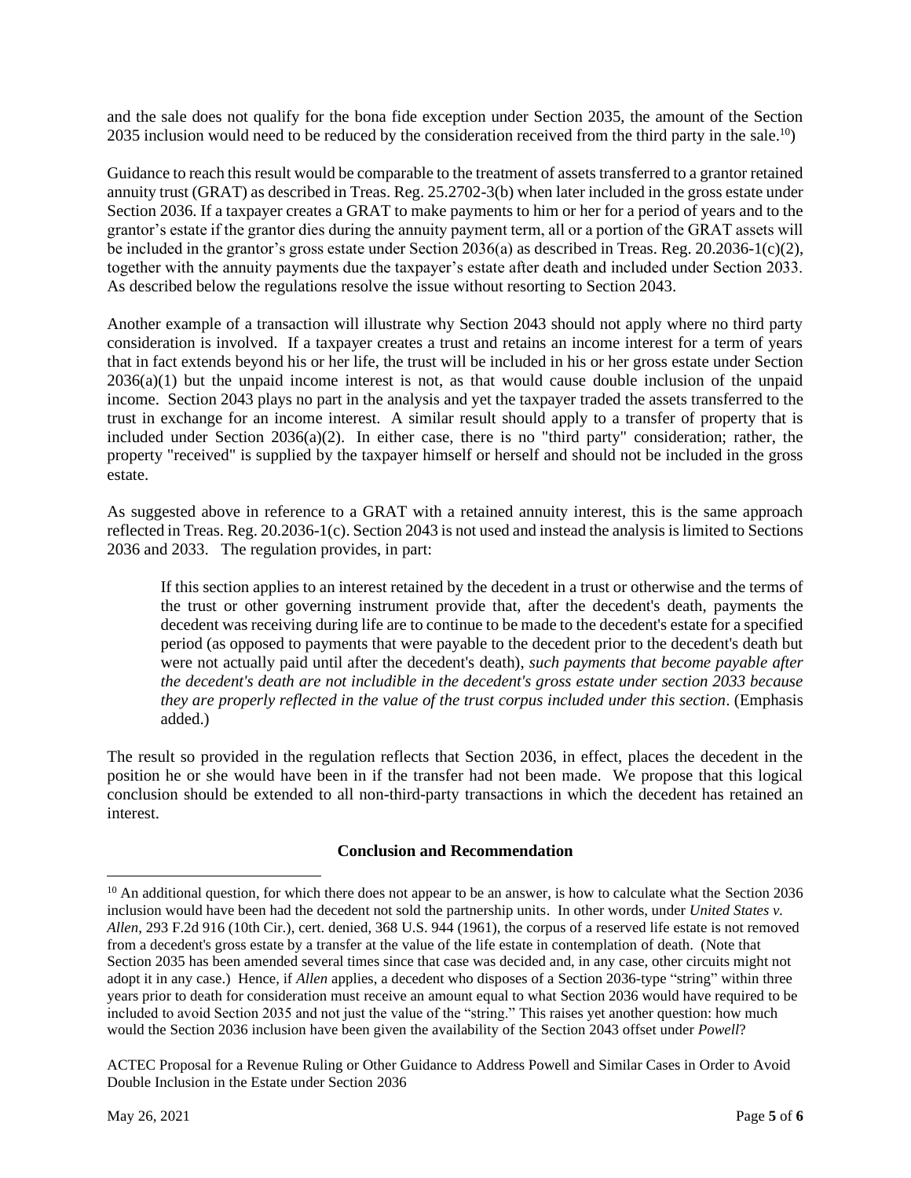and the sale does not qualify for the bona fide exception under Section 2035, the amount of the Section 2035 inclusion would need to be reduced by the consideration received from the third party in the sale.[10])

Guidance to reach this result would be comparable to the treatment of assets transferred to a grantor retained annuity trust (GRAT) as described in Treas. Reg. 25.2702-3(b) when later included in the gross estate under Section 2036. If a taxpayer creates a GRAT to make payments to him or her for a period of years and to the grantor's estate if the grantor dies during the annuity payment term, all or a portion of the GRAT assets will be included in the grantor's gross estate under Section 2036(a) as described in Treas. Reg. 20.2036-1(c)(2), together with the annuity payments due the taxpayer's estate after death and included under Section 2033. As described below the regulations resolve the issue without resorting to Section 2043.

Another example of a transaction will illustrate why Section 2043 should not apply where no third party consideration is involved. If a taxpayer creates a trust and retains an income interest for a term of years that in fact extends beyond his or her life, the trust will be included in his or her gross estate under Section 2036(a)(1) but the unpaid income interest is not, as that would cause double inclusion of the unpaid income. Section 2043 plays no part in the analysis and yet the taxpayer traded the assets transferred to the trust in exchange for an income interest. A similar result should apply to a transfer of property that is included under Section 2036(a)(2). In either case, there is no "third party" consideration; rather, the property "received" is supplied by the taxpayer himself or herself and should not be included in the gross estate.

As suggested above in reference to a GRAT with a retained annuity interest, this is the same approach reflected in Treas. Reg. 20.2036-1(c). Section 2043 is not used and instead the analysis is limited to Sections 2036 and 2033. The regulation provides, in part:

> If this section applies to an interest retained by the decedent in a trust or otherwise and the terms of the trust or other governing instrument provide that, after the decedent's death, payments the decedent was receiving during life are to continue to be made to the decedent's estate for a specified period (as opposed to payments that were payable to the decedent prior to the decedent's death but were not actually paid until after the decedent's death), *such payments that become payable after the decedent's death are not includible in the decedent's gross estate under section 2033 because they are properly reflected in the value of the trust corpus included under this section*. (Emphasis added.)

The result so provided in the regulation reflects that Section 2036, in effect, places the decedent in the position he or she would have been in if the transfer had not been made. We propose that this logical conclusion should be extended to all non-third-party transactions in which the decedent has retained an interest.

## Conclusion and Recommendation

[10] An additional question, for which there does not appear to be an answer, is how to calculate what the Section 2036 inclusion would have been had the decedent not sold the partnership units. In other words, under *United States v. Allen*, 293 F.2d 916 (10th Cir.), cert. denied, 368 U.S. 944 (1961), the corpus of a reserved life estate is not removed from a decedent's gross estate by a transfer at the value of the life estate in contemplation of death. (Note that Section 2035 has been amended several times since that case was decided and, in any case, other circuits might not adopt it in any case.) Hence, if *Allen* applies, a decedent who disposes of a Section 2036-type "string" within three years prior to death for consideration must receive an amount equal to what Section 2036 would have required to be included to avoid Section 2035 and not just the value of the "string." This raises yet another question: how much would the Section 2036 inclusion have been given the availability of the Section 2043 offset under *Powell*?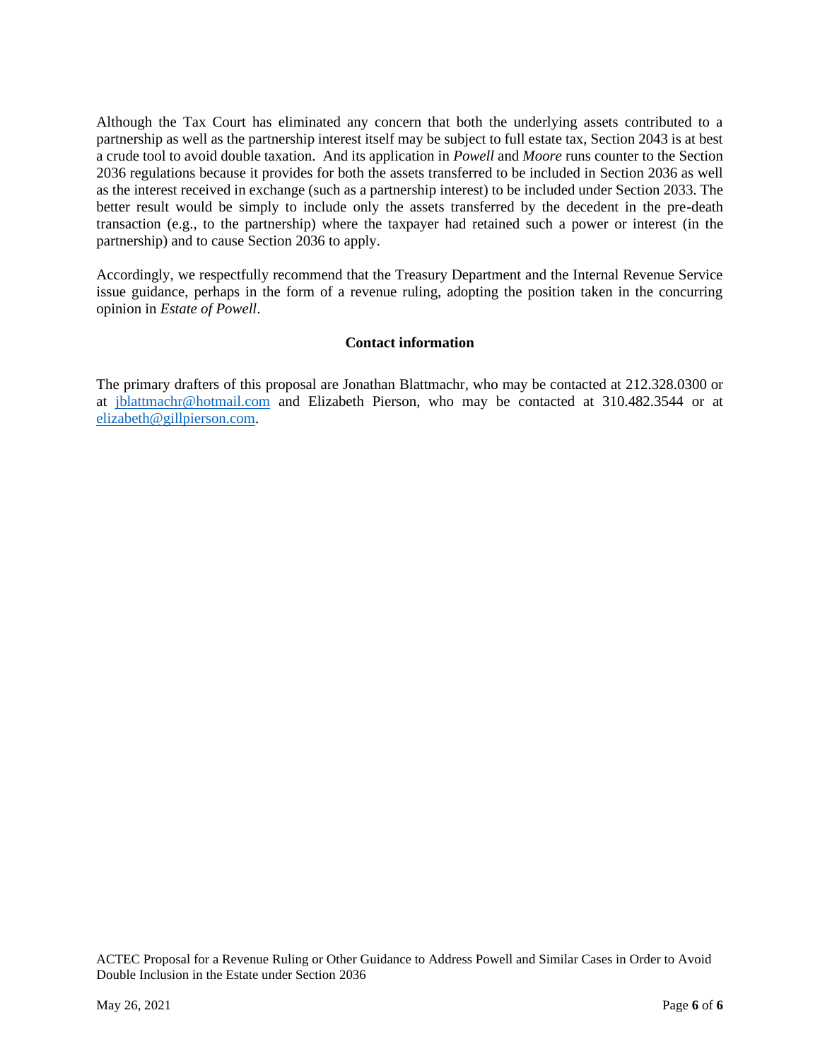Although the Tax Court has eliminated any concern that both the underlying assets contributed to a partnership as well as the partnership interest itself may be subject to full estate tax, Section 2043 is at best a crude tool to avoid double taxation. And its application in *Powell* and *Moore* runs counter to the Section 2036 regulations because it provides for both the assets transferred to be included in Section 2036 as well as the interest received in exchange (such as a partnership interest) to be included under Section 2033. The better result would be simply to include only the assets transferred by the decedent in the pre-death transaction (e.g., to the partnership) where the taxpayer had retained such a power or interest (in the partnership) and to cause Section 2036 to apply.

Accordingly, we respectfully recommend that the Treasury Department and the Internal Revenue Service issue guidance, perhaps in the form of a revenue ruling, adopting the position taken in the concurring opinion in *Estate of Powell*.

**Contact information**

The primary drafters of this proposal are Jonathan Blattmachr, who may be contacted at 212.328.0300 or at jblattmachr@hotmail.com and Elizabeth Pierson, who may be contacted at 310.482.3544 or at elizabeth@gillpierson.com.